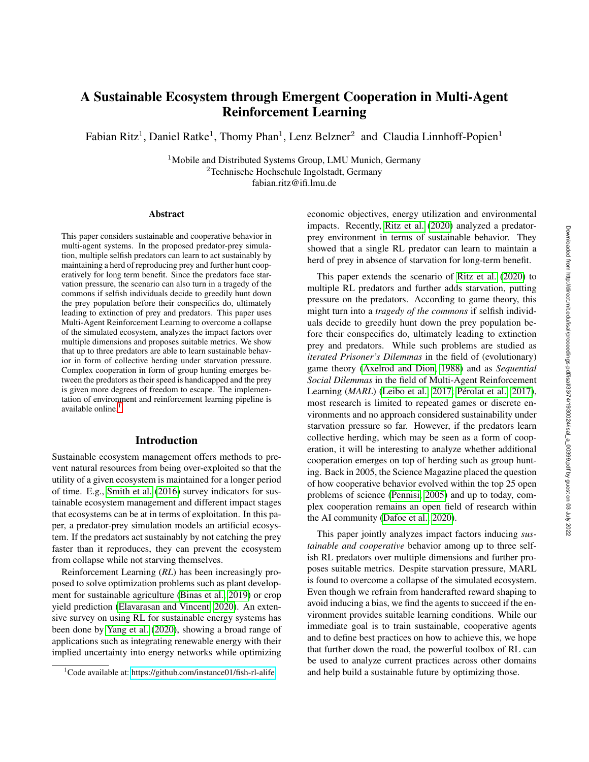# A Sustainable Ecosystem through Emergent Cooperation in Multi-Agent Reinforcement Learning

Fabian Ritz[1], Daniel Ratke[1], Thomy Phan[1], Lenz Belzner[2] and Claudia Linnhoff-Popien[1]

[1]Mobile and Distributed Systems Group, LMU Munich, Germany
[2]Technische Hochschule Ingolstadt, Germany
fabian.ritz@ifi.lmu.de

## Abstract

This paper considers sustainable and cooperative behavior in multi-agent systems. In the proposed predator-prey simulation, multiple selfish predators can learn to act sustainably by maintaining a herd of reproducing prey and further hunt cooperatively for long term benefit. Since the predators face starvation pressure, the scenario can also turn in a tragedy of the commons if selfish individuals decide to greedily hunt down the prey population before their conspecifics do, ultimately leading to extinction of prey and predators. This paper uses Multi-Agent Reinforcement Learning to overcome a collapse of the simulated ecosystem, analyzes the impact factors over multiple dimensions and proposes suitable metrics. We show that up to three predators are able to learn sustainable behavior in form of collective herding under starvation pressure. Complex cooperation in form of group hunting emerges between the predators as their speed is handicapped and the prey is given more degrees of freedom to escape. The implementation of environment and reinforcement learning pipeline is available online.[1]

## Introduction

Sustainable ecosystem management offers methods to prevent natural resources from being over-exploited so that the utility of a given ecosystem is maintained for a longer period of time. E.g., Smith et al. (2016) survey indicators for sustainable ecosystem management and different impact stages that ecosystems can be at in terms of exploitation. In this paper, a predator-prey simulation models an artificial ecosystem. If the predators act sustainably by not catching the prey faster than it reproduces, they can prevent the ecosystem from collapse while not starving themselves.

Reinforcement Learning (*RL*) has been increasingly proposed to solve optimization problems such as plant development for sustainable agriculture (Binas et al., 2019) or crop yield prediction (Elavarasan and Vincent, 2020). An extensive survey on using RL for sustainable energy systems has been done by Yang et al. (2020), showing a broad range of applications such as integrating renewable energy with their implied uncertainty into energy networks while optimizing economic objectives, energy utilization and environmental impacts. Recently, Ritz et al. (2020) analyzed a predator-prey environment in terms of sustainable behavior. They showed that a single RL predator can learn to maintain a herd of prey in absence of starvation for long-term benefit.

This paper extends the scenario of Ritz et al. (2020) to multiple RL predators and further adds starvation, putting pressure on the predators. According to game theory, this might turn into a *tragedy of the commons* if selfish individuals decide to greedily hunt down the prey population before their conspecifics do, ultimately leading to extinction prey and predators. While such problems are studied as *iterated Prisoner's Dilemmas* in the field of (evolutionary) game theory (Axelrod and Dion, 1988) and as *Sequential Social Dilemmas* in the field of Multi-Agent Reinforcement Learning (*MARL*) (Leibo et al., 2017; Pérolat et al., 2017), most research is limited to repeated games or discrete environments and no approach considered sustainability under starvation pressure so far. However, if the predators learn collective herding, which may be seen as a form of cooperation, it will be interesting to analyze whether additional cooperation emerges on top of herding such as group hunting. Back in 2005, the Science Magazine placed the question of how cooperative behavior evolved within the top 25 open problems of science (Pennisi, 2005) and up to today, complex cooperation remains an open field of research within the AI community (Dafoe et al., 2020).

This paper jointly analyzes impact factors inducing *sustainable and cooperative* behavior among up to three selfish RL predators over multiple dimensions and further proposes suitable metrics. Despite starvation pressure, MARL is found to overcome a collapse of the simulated ecosystem. Even though we refrain from handcrafted reward shaping to avoid inducing a bias, we find the agents to succeed if the environment provides suitable learning conditions. While our immediate goal is to train sustainable, cooperative agents and to define best practices on how to achieve this, we hope that further down the road, the powerful toolbox of RL can be used to analyze current practices across other domains and help build a sustainable future by optimizing those.

[1]Code available at: https://github.com/instance01/fish-rl-alife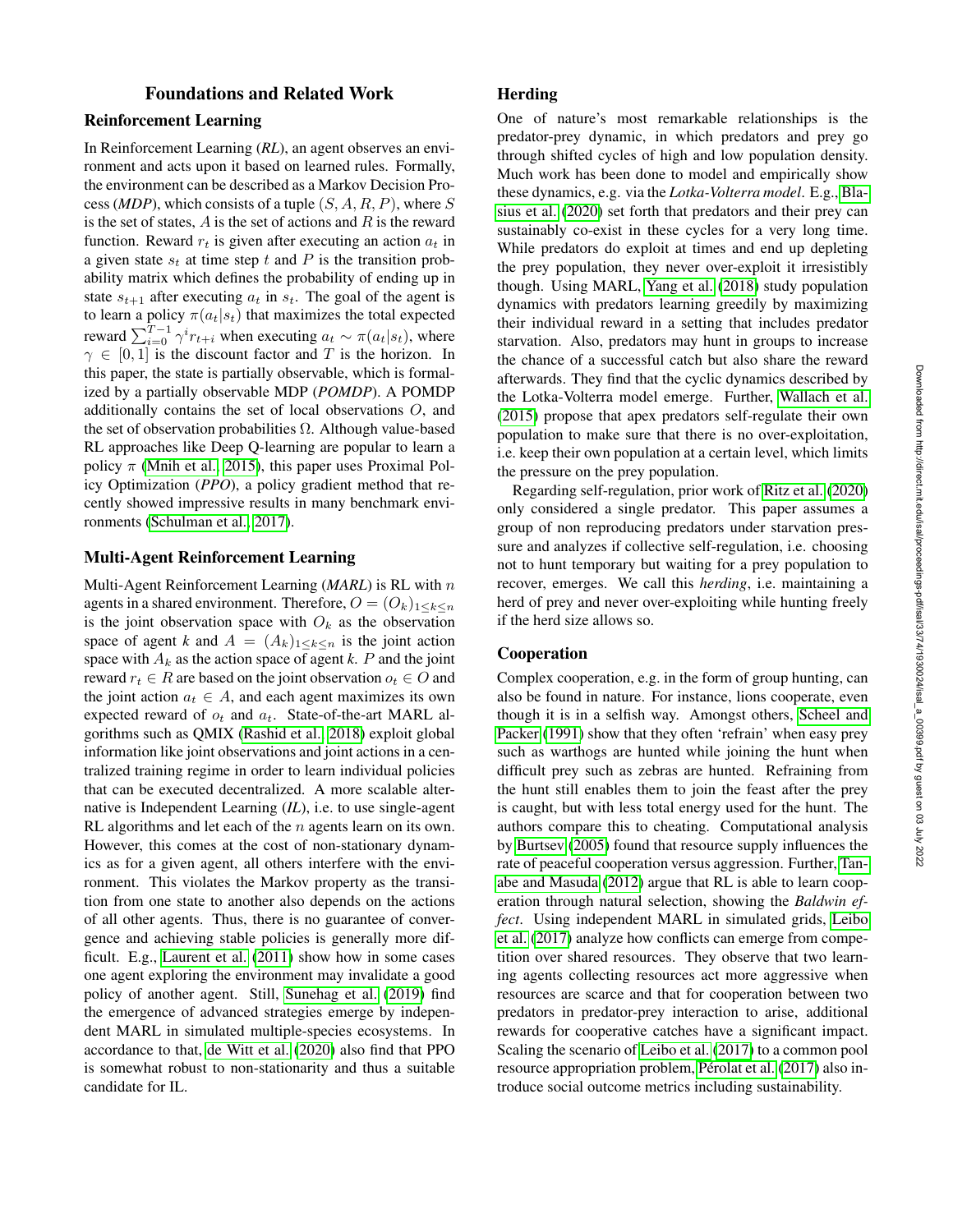# Foundations and Related Work

## Reinforcement Learning

In Reinforcement Learning (*RL*), an agent observes an environment and acts upon it based on learned rules. Formally, the environment can be described as a Markov Decision Process (*MDP*), which consists of a tuple $(S, A, R, P)$, where $S$ is the set of states, $A$ is the set of actions and $R$ is the reward function. Reward $r_t$ is given after executing an action $a_t$ in a given state $s_t$ at time step $t$ and $P$ is the transition probability matrix which defines the probability of ending up in state $s_{t+1}$ after executing $a_t$ in $s_t$. The goal of the agent is to learn a policy $\pi(a_t|s_t)$ that maximizes the total expected reward $\sum_{i=0}^{T-1} \gamma^i r_{t+i}$ when executing $a_t \sim \pi(a_t|s_t)$, where $\gamma \in [0, 1]$ is the discount factor and $T$ is the horizon. In this paper, the state is partially observable, which is formalized by a partially observable MDP (*POMDP*). A POMDP additionally contains the set of local observations $O$, and the set of observation probabilities $\Omega$. Although value-based RL approaches like Deep Q-learning are popular to learn a policy $\pi$ (Mnih et al., 2015), this paper uses Proximal Policy Optimization (*PPO*), a policy gradient method that recently showed impressive results in many benchmark environments (Schulman et al., 2017).

## Multi-Agent Reinforcement Learning

Multi-Agent Reinforcement Learning (*MARL*) is RL with $n$ agents in a shared environment. Therefore, $O = (O_k)_{1 \leq k \leq n}$ is the joint observation space with $O_k$ as the observation space of agent $k$ and $A = (A_k)_{1 \leq k \leq n}$ is the joint action space with $A_k$ as the action space of agent $k$. $P$ and the joint reward $r_t \in R$ are based on the joint observation $o_t \in O$ and the joint action $a_t \in A$, and each agent maximizes its own expected reward of $o_t$ and $a_t$. State-of-the-art MARL algorithms such as QMIX (Rashid et al., 2018) exploit global information like joint observations and joint actions in a centralized training regime in order to learn individual policies that can be executed decentralized. A more scalable alternative is Independent Learning (*IL*), i.e. to use single-agent RL algorithms and let each of the $n$ agents learn on its own. However, this comes at the cost of non-stationary dynamics as for a given agent, all others interfere with the environment. This violates the Markov property as the transition from one state to another also depends on the actions of all other agents. Thus, there is no guarantee of convergence and achieving stable policies is generally more difficult. E.g., Laurent et al. (2011) show how in some cases one agent exploring the environment may invalidate a good policy of another agent. Still, Sunehag et al. (2019) find the emergence of advanced strategies emerge by independent MARL in simulated multiple-species ecosystems. In accordance to that, de Witt et al. (2020) also find that PPO is somewhat robust to non-stationarity and thus a suitable candidate for IL.

## Herding

One of nature's most remarkable relationships is the predator-prey dynamic, in which predators and prey go through shifted cycles of high and low population density. Much work has been done to model and empirically show these dynamics, e.g. via the *Lotka-Volterra model*. E.g., Blasius et al. (2020) set forth that predators and their prey can sustainably co-exist in these cycles for a very long time. While predators do exploit at times and end up depleting the prey population, they never over-exploit it irresistibly though. Using MARL, Yang et al. (2018) study population dynamics with predators learning greedily by maximizing their individual reward in a setting that includes predator starvation. Also, predators may hunt in groups to increase the chance of a successful catch but also share the reward afterwards. They find that the cyclic dynamics described by the Lotka-Volterra model emerge. Further, Wallach et al. (2015) propose that apex predators self-regulate their own population to make sure that there is no over-exploitation, i.e. keep their own population at a certain level, which limits the pressure on the prey population.

Regarding self-regulation, prior work of Ritz et al. (2020) only considered a single predator. This paper assumes a group of non reproducing predators under starvation pressure and analyzes if collective self-regulation, i.e. choosing not to hunt temporary but waiting for a prey population to recover, emerges. We call this *herding*, i.e. maintaining a herd of prey and never over-exploiting while hunting freely if the herd size allows so.

## Cooperation

Complex cooperation, e.g. in the form of group hunting, can also be found in nature. For instance, lions cooperate, even though it is in a selfish way. Amongst others, Scheel and Packer (1991) show that they often 'refrain' when easy prey such as warthogs are hunted while joining the hunt when difficult prey such as zebras are hunted. Refraining from the hunt still enables them to join the feast after the prey is caught, but with less total energy used for the hunt. The authors compare this to cheating. Computational analysis by Burtsev (2005) found that resource supply influences the rate of peaceful cooperation versus aggression. Further, Tanabe and Masuda (2012) argue that RL is able to learn cooperation through natural selection, showing the *Baldwin effect*. Using independent MARL in simulated grids, Leibo et al. (2017) analyze how conflicts can emerge from competition over shared resources. They observe that two learning agents collecting resources act more aggressive when resources are scarce and that for cooperation between two predators in predator-prey interaction to arise, additional rewards for cooperative catches have a significant impact. Scaling the scenario of Leibo et al. (2017) to a common pool resource appropriation problem, Pérolat et al. (2017) also introduce social outcome metrics including sustainability.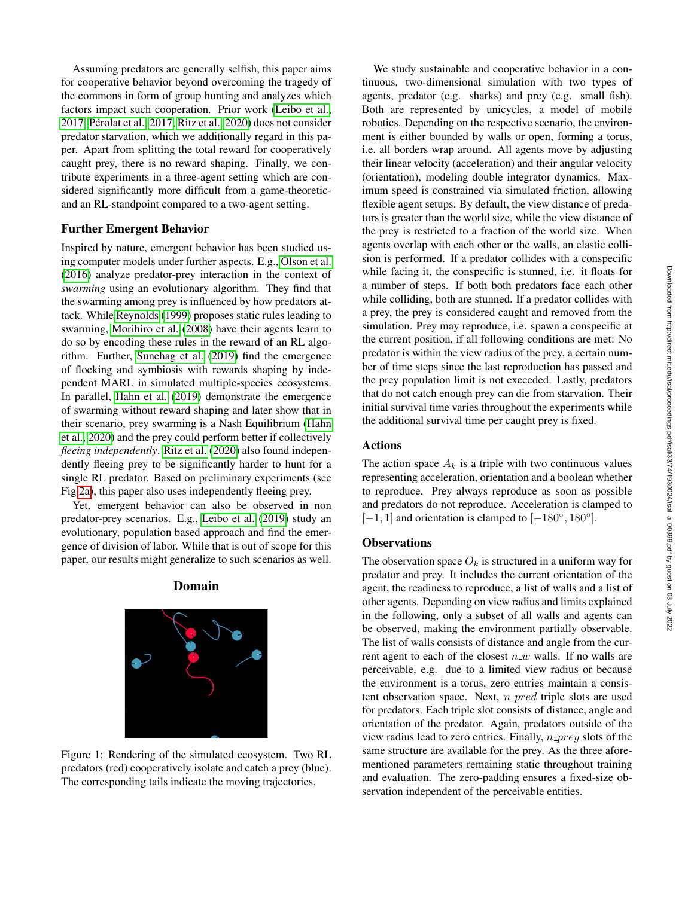Assuming predators are generally selfish, this paper aims for cooperative behavior beyond overcoming the tragedy of the commons in form of group hunting and analyzes which factors impact such cooperation. Prior work (Leibo et al., 2017; Pérolat et al., 2017; Ritz et al., 2020) does not consider predator starvation, which we additionally regard in this paper. Apart from splitting the total reward for cooperatively caught prey, there is no reward shaping. Finally, we contribute experiments in a three-agent setting which are considered significantly more difficult from a game-theoretic- and an RL-standpoint compared to a two-agent setting.

### Further Emergent Behavior

Inspired by nature, emergent behavior has been studied using computer models under further aspects. E.g., Olson et al. (2016) analyze predator-prey interaction in the context of *swarming* using an evolutionary algorithm. They find that the swarming among prey is influenced by how predators attack. While Reynolds (1999) proposes static rules leading to swarming, Morihiro et al. (2008) have their agents learn to do so by encoding these rules in the reward of an RL algorithm. Further, Sunehag et al. (2019) find the emergence of flocking and symbiosis with rewards shaping by independent MARL in simulated multiple-species ecosystems. In parallel, Hahn et al. (2019) demonstrate the emergence of swarming without reward shaping and later show that in their scenario, prey swarming is a Nash Equilibrium (Hahn et al., 2020) and the prey could perform better if collectively *fleeing independently*. Ritz et al. (2020) also found independently fleeing prey to be significantly harder to hunt for a single RL predator. Based on preliminary experiments (see Fig 2a), this paper also uses independently fleeing prey.

Yet, emergent behavior can also be observed in non predator-prey scenarios. E.g., Leibo et al. (2019) study an evolutionary, population based approach and find the emergence of division of labor. While that is out of scope for this paper, our results might generalize to such scenarios as well.

## Domain

Figure 1: Rendering of the simulated ecosystem. Two RL predators (red) cooperatively isolate and catch a prey (blue). The corresponding tails indicate the moving trajectories.

We study sustainable and cooperative behavior in a continuous, two-dimensional simulation with two types of agents, predator (e.g. sharks) and prey (e.g. small fish). Both are represented by unicycles, a model of mobile robotics. Depending on the respective scenario, the environment is either bounded by walls or open, forming a torus, i.e. all borders wrap around. All agents move by adjusting their linear velocity (acceleration) and their angular velocity (orientation), modeling double integrator dynamics. Maximum speed is constrained via simulated friction, allowing flexible agent setups. By default, the view distance of predators is greater than the world size, while the view distance of the prey is restricted to a fraction of the world size. When agents overlap with each other or the walls, an elastic collision is performed. If a predator collides with a conspecific while facing it, the conspecific is stunned, i.e. it floats for a number of steps. If both both predators face each other while colliding, both are stunned. If a predator collides with a prey, the prey is considered caught and removed from the simulation. Prey may reproduce, i.e. spawn a conspecific at the current position, if all following conditions are met: No predator is within the view radius of the prey, a certain number of time steps since the last reproduction has passed and the prey population limit is not exceeded. Lastly, predators that do not catch enough prey can die from starvation. Their initial survival time varies throughout the experiments while the additional survival time per caught prey is fixed.

### Actions

The action space $A_k$ is a triple with two continuous values representing acceleration, orientation and a boolean whether to reproduce. Prey always reproduce as soon as possible and predators do not reproduce. Acceleration is clamped to $[-1, 1]$ and orientation is clamped to $[-180°, 180°]$.

### Observations

The observation space $O_k$ is structured in a uniform way for predator and prey. It includes the current orientation of the agent, the readiness to reproduce, a list of walls and a list of other agents. Depending on view radius and limits explained in the following, only a subset of all walls and agents can be observed, making the environment partially observable. The list of walls consists of distance and angle from the current agent to each of the closest $n\_w$ walls. If no walls are perceivable, e.g. due to a limited view radius or because the environment is a torus, zero entries maintain a consistent observation space. Next, $n\_pred$ triple slots are used for predators. Each triple slot consists of distance, angle and orientation of the predator. Again, predators outside of the view radius lead to zero entries. Finally, $n\_prey$ slots of the same structure are available for the prey. As the three aforementioned parameters remaining static throughout training and evaluation. The zero-padding ensures a fixed-size observation independent of the perceivable entities.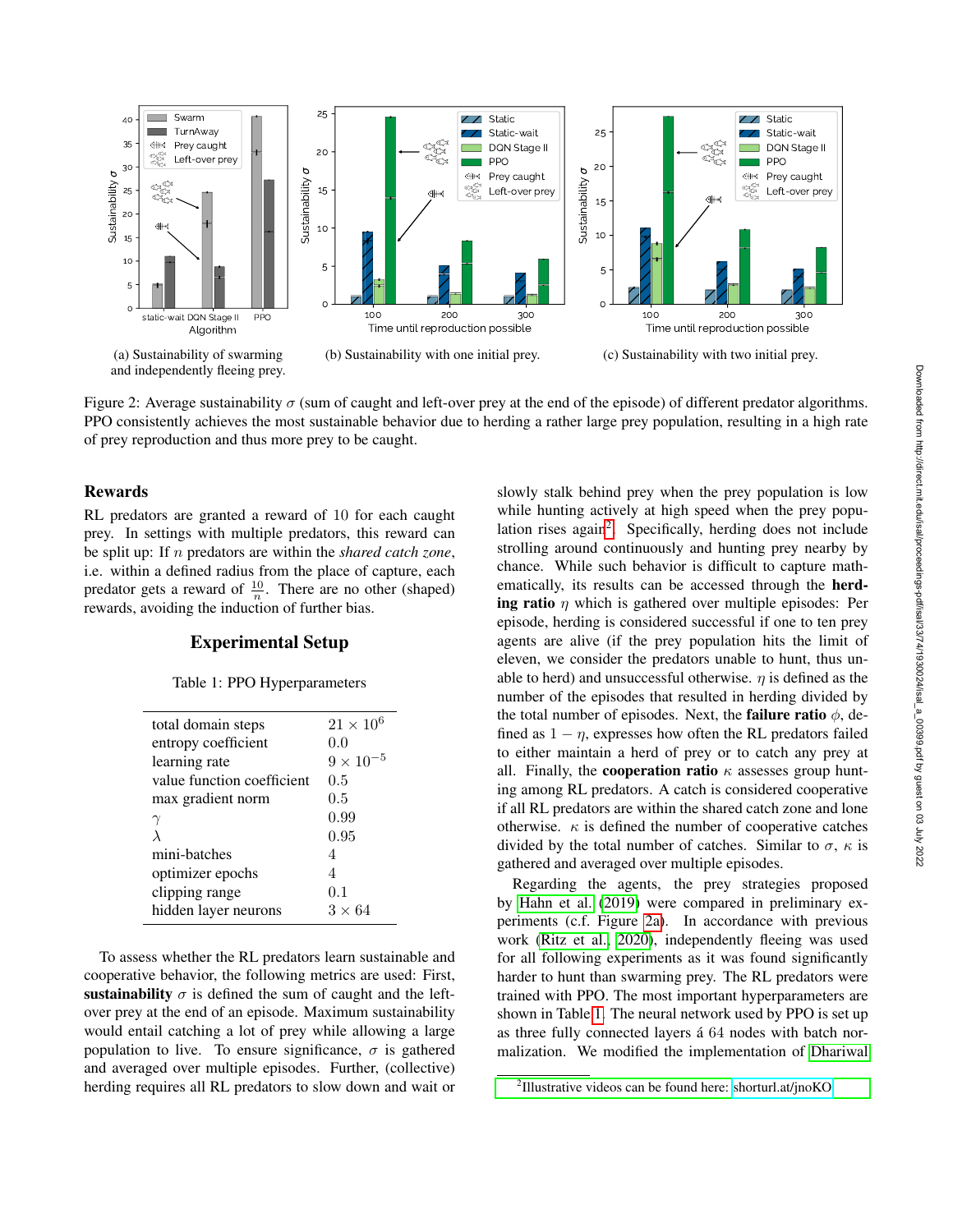(a) Sustainability of swarming and independently fleeing prey.

(b) Sustainability with one initial prey.

(c) Sustainability with two initial prey.

Figure 2: Average sustainability $\sigma$ (sum of caught and left-over prey at the end of the episode) of different predator algorithms. PPO consistently achieves the most sustainable behavior due to herding a rather large prey population, resulting in a high rate of prey reproduction and thus more prey to be caught.

## Rewards

RL predators are granted a reward of 10 for each caught prey. In settings with multiple predators, this reward can be split up: If $n$ predators are within the *shared catch zone*, i.e. within a defined radius from the place of capture, each predator gets a reward of $\frac{10}{n}$. There are no other (shaped) rewards, avoiding the induction of further bias.

## Experimental Setup

Table 1: PPO Hyperparameters

| | |
|---|---|
| total domain steps | $21 \times 10^6$ |
| entropy coefficient | 0.0 |
| learning rate | $9 \times 10^{-5}$ |
| value function coefficient | 0.5 |
| max gradient norm | 0.5 |
| $\gamma$ | 0.99 |
| $\lambda$ | 0.95 |
| mini-batches | 4 |
| optimizer epochs | 4 |
| clipping range | 0.1 |
| hidden layer neurons | $3 \times 64$ |

To assess whether the RL predators learn sustainable and cooperative behavior, the following metrics are used: First, **sustainability** $\sigma$ is defined the sum of caught and the left-over prey at the end of an episode. Maximum sustainability would entail catching a lot of prey while allowing a large population to live. To ensure significance, $\sigma$ is gathered and averaged over multiple episodes. Further, (collective) herding requires all RL predators to slow down and wait or slowly stalk behind prey when the prey population is low while hunting actively at high speed when the prey population rises again[2]. Specifically, herding does not include strolling around continuously and hunting prey nearby by chance. While such behavior is difficult to capture mathematically, its results can be accessed through the **herding ratio** $\eta$ which is gathered over multiple episodes: Per episode, herding is considered successful if one to ten prey agents are alive (if the prey population hits the limit of eleven, we consider the predators unable to hunt, thus unable to herd) and unsuccessful otherwise. $\eta$ is defined as the number of the episodes that resulted in herding divided by the total number of episodes. Next, the **failure ratio** $\phi$, defined as $1 - \eta$, expresses how often the RL predators failed to either maintain a herd of prey or to catch any prey at all. Finally, the **cooperation ratio** $\kappa$ assesses group hunting among RL predators. A catch is considered cooperative if all RL predators are within the shared catch zone and lone otherwise. $\kappa$ is defined the number of cooperative catches divided by the total number of catches. Similar to $\sigma$, $\kappa$ is gathered and averaged over multiple episodes.

Regarding the agents, the prey strategies proposed by Hahn et al. (2019) were compared in preliminary experiments (c.f. Figure 2a). In accordance with previous work (Ritz et al., 2020), independently fleeing was used for all following experiments as it was found significantly harder to hunt than swarming prey. The RL predators were trained with PPO. The most important hyperparameters are shown in Table 1. The neural network used by PPO is set up as three fully connected layers á 64 nodes with batch normalization. We modified the implementation of Dhariwal

[2]Illustrative videos can be found here: shorturl.at/jnoKO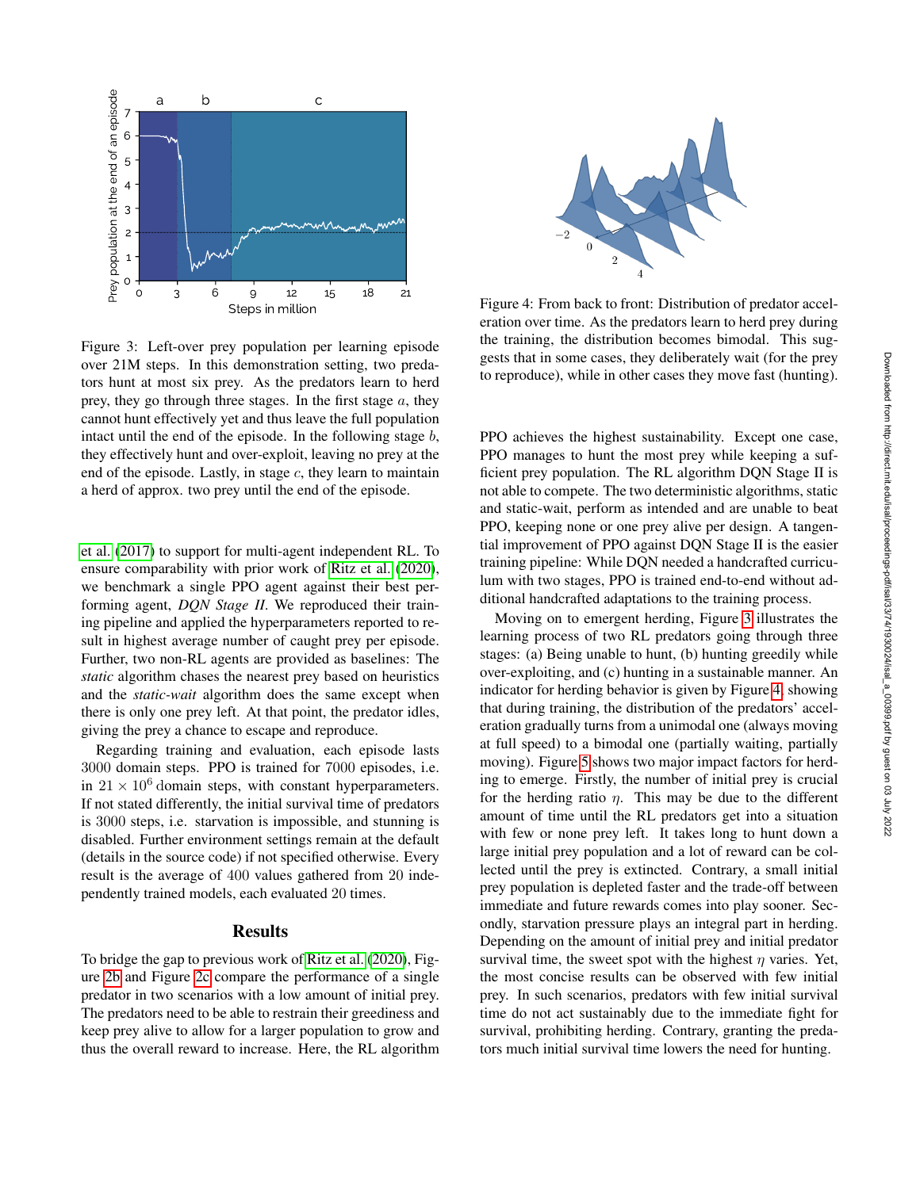Figure 3: Left-over prey population per learning episode over 21M steps. In this demonstration setting, two predators hunt at most six prey. As the predators learn to herd prey, they go through three stages. In the first stage $a$, they cannot hunt effectively yet and thus leave the full population intact until the end of the episode. In the following stage $b$, they effectively hunt and over-exploit, leaving no prey at the end of the episode. Lastly, in stage $c$, they learn to maintain a herd of approx. two prey until the end of the episode.

et al. (2017) to support for multi-agent independent RL. To ensure comparability with prior work of Ritz et al. (2020), we benchmark a single PPO agent against their best performing agent, *DQN Stage II*. We reproduced their training pipeline and applied the hyperparameters reported to result in highest average number of caught prey per episode. Further, two non-RL agents are provided as baselines: The *static* algorithm chases the nearest prey based on heuristics and the *static-wait* algorithm does the same except when there is only one prey left. At that point, the predator idles, giving the prey a chance to escape and reproduce.

Regarding training and evaluation, each episode lasts 3000 domain steps. PPO is trained for 7000 episodes, i.e. in $21 \times 10^6$ domain steps, with constant hyperparameters. If not stated differently, the initial survival time of predators is 3000 steps, i.e. starvation is impossible, and stunning is disabled. Further environment settings remain at the default (details in the source code) if not specified otherwise. Every result is the average of 400 values gathered from 20 independently trained models, each evaluated 20 times.

## Results

To bridge the gap to previous work of Ritz et al. (2020), Figure 2b and Figure 2c compare the performance of a single predator in two scenarios with a low amount of initial prey. The predators need to be able to restrain their greediness and keep prey alive to allow for a larger population to grow and thus the overall reward to increase. Here, the RL algorithm

Figure 4: From back to front: Distribution of predator acceleration over time. As the predators learn to herd prey during the training, the distribution becomes bimodal. This suggests that in some cases, they deliberately wait (for the prey to reproduce), while in other cases they move fast (hunting).

PPO achieves the highest sustainability. Except one case, PPO manages to hunt the most prey while keeping a sufficient prey population. The RL algorithm DQN Stage II is not able to compete. The two deterministic algorithms, static and static-wait, perform as intended and are unable to beat PPO, keeping none or one prey alive per design. A tangential improvement of PPO against DQN Stage II is the easier training pipeline: While DQN needed a handcrafted curriculum with two stages, PPO is trained end-to-end without additional handcrafted adaptations to the training process.

Moving on to emergent herding, Figure 3 illustrates the learning process of two RL predators going through three stages: (a) Being unable to hunt, (b) hunting greedily while over-exploiting, and (c) hunting in a sustainable manner. An indicator for herding behavior is given by Figure 4, showing that during training, the distribution of the predators' acceleration gradually turns from a unimodal one (always moving at full speed) to a bimodal one (partially waiting, partially moving). Figure 5 shows two major impact factors for herding to emerge. Firstly, the number of initial prey is crucial for the herding ratio $\eta$. This may be due to the different amount of time until the RL predators get into a situation with few or none prey left. It takes long to hunt down a large initial prey population and a lot of reward can be collected until the prey is extincted. Contrary, a small initial prey population is depleted faster and the trade-off between immediate and future rewards comes into play sooner. Secondly, starvation pressure plays an integral part in herding. Depending on the amount of initial prey and initial predator survival time, the sweet spot with the highest $\eta$ varies. Yet, the most concise results can be observed with few initial prey. In such scenarios, predators with few initial survival time do not act sustainably due to the immediate fight for survival, prohibiting herding. Contrary, granting the predators much initial survival time lowers the need for hunting.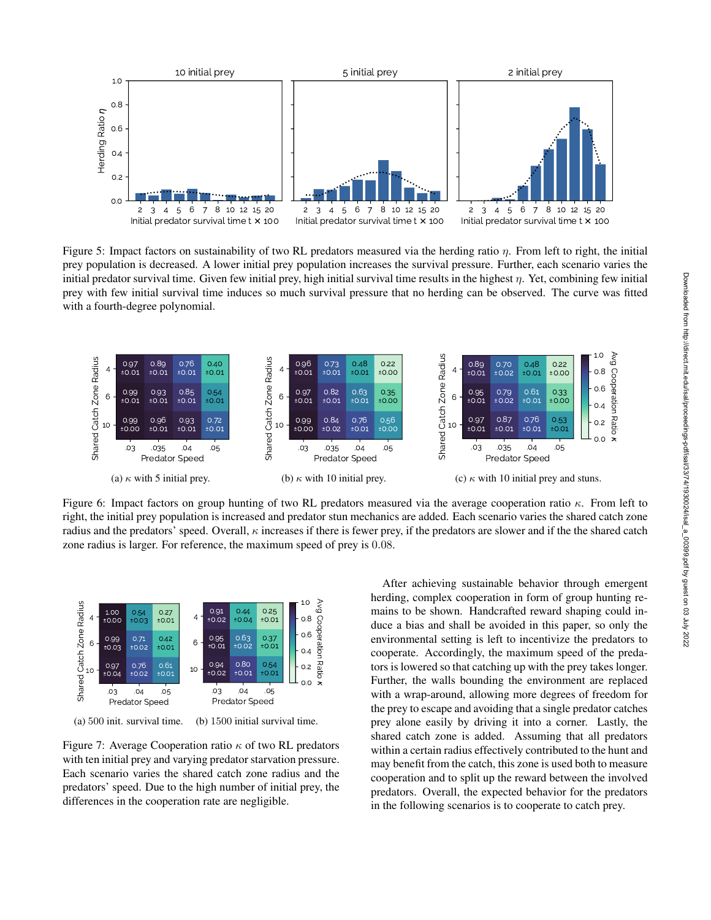Figure 5: Impact factors on sustainability of two RL predators measured via the herding ratio $\eta$. From left to right, the initial prey population is decreased. A lower initial prey population increases the survival pressure. Further, each scenario varies the initial predator survival time. Given few initial prey, high initial survival time results in the highest $\eta$. Yet, combining few initial prey with few initial survival time induces so much survival pressure that no herding can be observed. The curve was fitted with a fourth-degree polynomial.

(a) $\kappa$ with 5 initial prey.

(b) $\kappa$ with 10 initial prey.

(c) $\kappa$ with 10 initial prey and stuns.

Figure 6: Impact factors on group hunting of two RL predators measured via the average cooperation ratio $\kappa$. From left to right, the initial prey population is increased and predator stun mechanics are added. Each scenario varies the shared catch zone radius and the predators' speed. Overall, $\kappa$ increases if there is fewer prey, if the predators are slower and if the the shared catch zone radius is larger. For reference, the maximum speed of prey is 0.08.

(a) 500 init. survival time.

(b) 1500 initial survival time.

Figure 7: Average Cooperation ratio $\kappa$ of two RL predators with ten initial prey and varying predator starvation pressure. Each scenario varies the shared catch zone radius and the predators' speed. Due to the high number of initial prey, the differences in the cooperation rate are negligible.

After achieving sustainable behavior through emergent herding, complex cooperation in form of group hunting remains to be shown. Handcrafted reward shaping could induce a bias and shall be avoided in this paper, so only the environmental setting is left to incentivize the predators to cooperate. Accordingly, the maximum speed of the predators is lowered so that catching up with the prey takes longer. Further, the walls bounding the environment are replaced with a wrap-around, allowing more degrees of freedom for the prey to escape and avoiding that a single predator catches prey alone easily by driving it into a corner. Lastly, the shared catch zone is added. Assuming that all predators within a certain radius effectively contributed to the hunt and may benefit from the catch, this zone is used both to measure cooperation and to split up the reward between the involved predators. Overall, the expected behavior for the predators in the following scenarios is to cooperate to catch prey.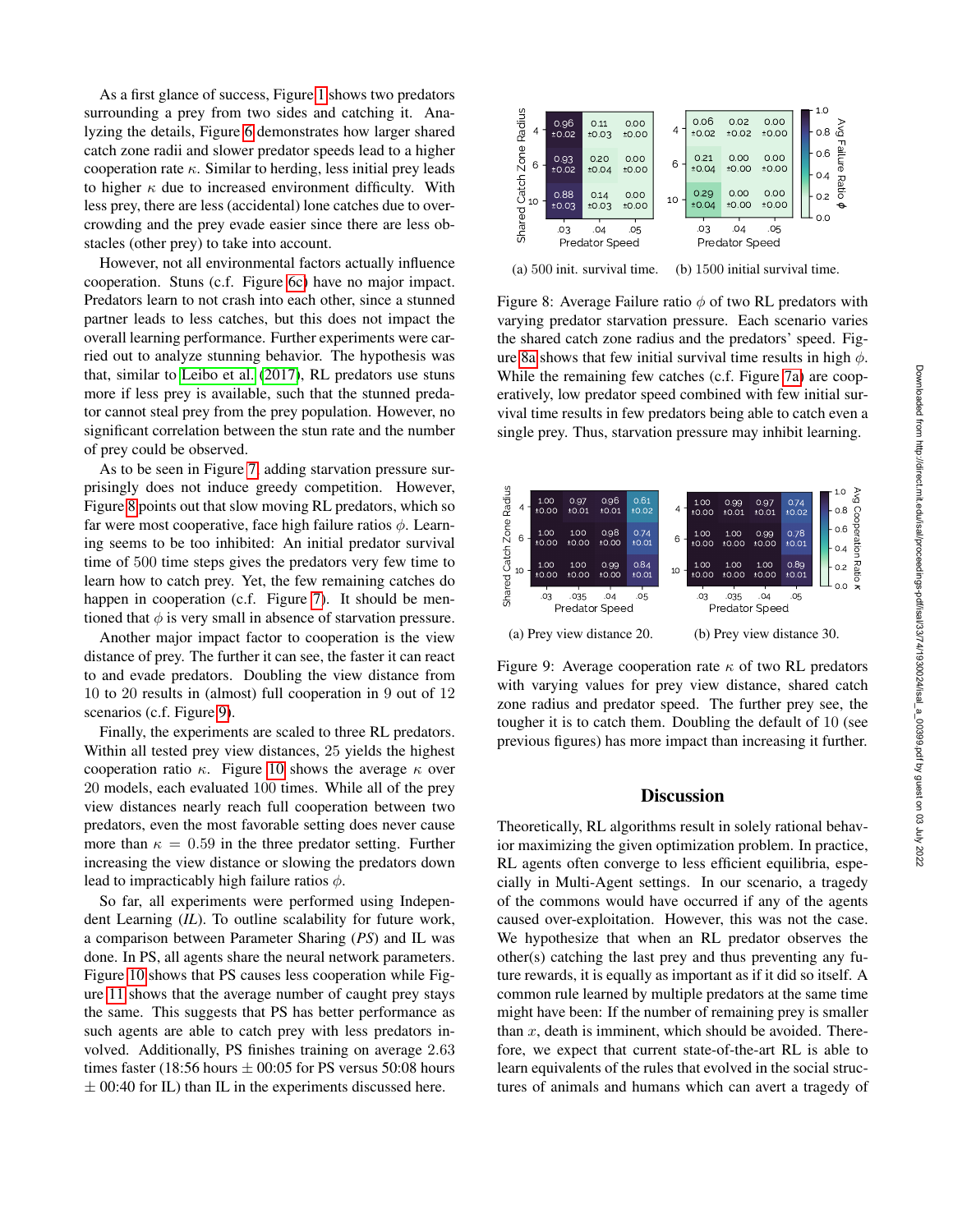As a first glance of success, Figure 1 shows two predators surrounding a prey from two sides and catching it. Analyzing the details, Figure 6 demonstrates how larger shared catch zone radii and slower predator speeds lead to a higher cooperation rate $\kappa$. Similar to herding, less initial prey leads to higher $\kappa$ due to increased environment difficulty. With less prey, there are less (accidental) lone catches due to overcrowding and the prey evade easier since there are less obstacles (other prey) to take into account.

However, not all environmental factors actually influence cooperation. Stuns (c.f. Figure 6c) have no major impact. Predators learn to not crash into each other, since a stunned partner leads to less catches, but this does not impact the overall learning performance. Further experiments were carried out to analyze stunning behavior. The hypothesis was that, similar to Leibo et al. (2017), RL predators use stuns more if less prey is available, such that the stunned predator cannot steal prey from the prey population. However, no significant correlation between the stun rate and the number of prey could be observed.

As to be seen in Figure 7, adding starvation pressure surprisingly does not induce greedy competition. However, Figure 8 points out that slow moving RL predators, which so far were most cooperative, face high failure ratios $\phi$. Learning seems to be too inhibited: An initial predator survival time of 500 time steps gives the predators very few time to learn how to catch prey. Yet, the few remaining catches do happen in cooperation (c.f. Figure 7). It should be mentioned that $\phi$ is very small in absence of starvation pressure.

Another major impact factor to cooperation is the view distance of prey. The further it can see, the faster it can react to and evade predators. Doubling the view distance from 10 to 20 results in (almost) full cooperation in 9 out of 12 scenarios (c.f. Figure 9).

Finally, the experiments are scaled to three RL predators. Within all tested prey view distances, 25 yields the highest cooperation ratio $\kappa$. Figure 10 shows the average $\kappa$ over 20 models, each evaluated 100 times. While all of the prey view distances nearly reach full cooperation between two predators, even the most favorable setting does never cause more than $\kappa = 0.59$ in the three predator setting. Further increasing the view distance or slowing the predators down lead to impractically high failure ratios $\phi$.

So far, all experiments were performed using Independent Learning (*IL*). To outline scalability for future work, a comparison between Parameter Sharing (*PS*) and IL was done. In PS, all agents share the neural network parameters. Figure 10 shows that PS causes less cooperation while Figure 11 shows that the average number of caught prey stays the same. This suggests that PS has better performance as such agents are able to catch prey with less predators involved. Additionally, PS finishes training on average 2.63 times faster (18:56 hours $\pm$ 00:05 for PS versus 50:08 hours $\pm$ 00:40 for IL) than IL in the experiments discussed here.

(a) 500 init. survival time.

| Shared Catch Zone Radius \ Predator Speed | .03 | .04 | .05 |
|---|---|---|---|
| 4 | 0.96 ±0.02 | 0.11 ±0.03 | 0.00 ±0.00 |
| 6 | 0.93 ±0.02 | 0.20 ±0.04 | 0.00 ±0.00 |
| 10 | 0.88 ±0.03 | 0.14 ±0.03 | 0.00 ±0.00 |

(b) 1500 initial survival time.

| Shared Catch Zone Radius \ Predator Speed | .03 | .04 | .05 |
|---|---|---|---|
| 4 | 0.06 ±0.02 | 0.02 ±0.02 | 0.00 ±0.00 |
| 6 | 0.21 ±0.04 | 0.00 ±0.00 | 0.00 ±0.00 |
| 10 | 0.29 ±0.04 | 0.00 ±0.00 | 0.00 ±0.00 |

Figure 8: Average Failure ratio $\phi$ of two RL predators with varying predator starvation pressure. Each scenario varies the shared catch zone radius and the predators' speed. Figure 8a shows that few initial survival time results in high $\phi$. While the remaining few catches (c.f. Figure 7a) are cooperatively, low predator speed combined with few initial survival time results in few predators being able to catch even a single prey. Thus, starvation pressure may inhibit learning.

(a) Prey view distance 20.

| Shared Catch Zone Radius \ Predator Speed | .03 | .035 | .04 | .05 |
|---|---|---|---|---|
| 4 | 1.00 ±0.00 | 0.97 ±0.01 | 0.96 ±0.01 | 0.61 ±0.02 |
| 6 | 1.00 ±0.00 | 1.00 ±0.00 | 0.98 ±0.00 | 0.74 ±0.01 |
| 10 | 1.00 ±0.00 | 1.00 ±0.00 | 0.99 ±0.00 | 0.84 ±0.01 |

(b) Prey view distance 30.

| Shared Catch Zone Radius \ Predator Speed | .03 | .035 | .04 | .05 |
|---|---|---|---|---|
| 4 | 1.00 ±0.00 | 0.99 ±0.01 | 0.97 ±0.01 | 0.74 ±0.02 |
| 6 | 1.00 ±0.00 | 1.00 ±0.00 | 0.99 ±0.00 | 0.78 ±0.01 |
| 10 | 1.00 ±0.00 | 1.00 ±0.00 | 1.00 ±0.00 | 0.89 ±0.01 |

Figure 9: Average cooperation rate $\kappa$ of two RL predators with varying values for prey view distance, shared catch zone radius and predator speed. The further prey see, the tougher it is to catch them. Doubling the default of 10 (see previous figures) has more impact than increasing it further.

## Discussion

Theoretically, RL algorithms result in solely rational behavior maximizing the given optimization problem. In practice, RL agents often converge to less efficient equilibria, especially in Multi-Agent settings. In our scenario, a tragedy of the commons would have occurred if any of the agents caused over-exploitation. However, this was not the case. We hypothesize that when an RL predator observes the other(s) catching the last prey and thus preventing any future rewards, it is equally as important as if it did so itself. A common rule learned by multiple predators at the same time might have been: If the number of remaining prey is smaller than $x$, death is imminent, which should be avoided. Therefore, we expect that current state-of-the-art RL is able to learn equivalents of the rules that evolved in the social structures of animals and humans which can avert a tragedy of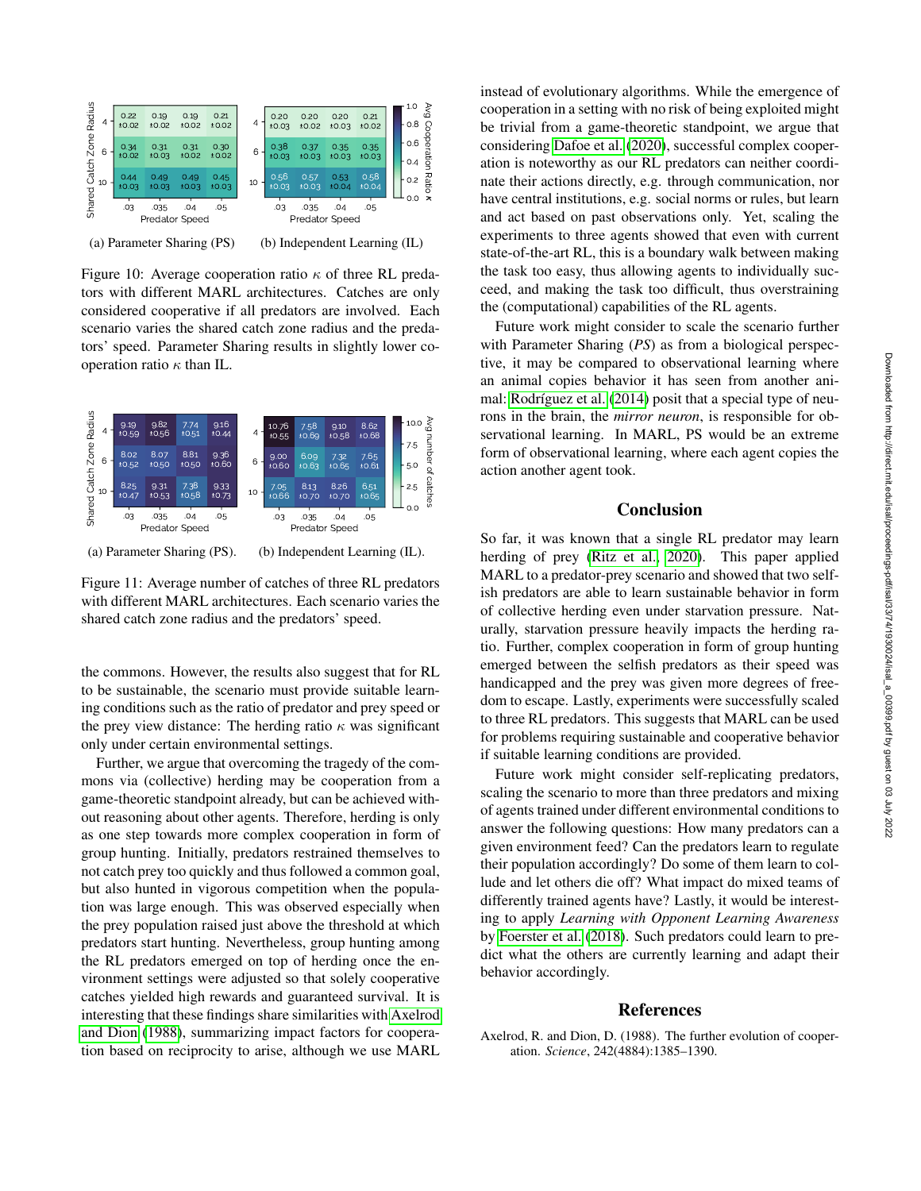**(a) Parameter Sharing (PS)** — Avg Cooperation Ratio $\kappa$

| Shared Catch Zone Radius \ Predator Speed | .03 | .035 | .04 | .05 |
|---|---|---|---|---|
| 4 | 0.22 ±0.02 | 0.19 ±0.02 | 0.19 ±0.02 | 0.21 ±0.02 |
| 6 | 0.34 ±0.02 | 0.31 ±0.03 | 0.31 ±0.02 | 0.30 ±0.02 |
| 10 | 0.44 ±0.03 | 0.49 ±0.03 | 0.49 ±0.03 | 0.45 ±0.03 |

**(b) Independent Learning (IL)** — Avg Cooperation Ratio $\kappa$

| Shared Catch Zone Radius \ Predator Speed | .03 | .035 | .04 | .05 |
|---|---|---|---|---|
| 4 | 0.20 ±0.03 | 0.20 ±0.02 | 0.20 ±0.03 | 0.21 ±0.02 |
| 6 | 0.38 ±0.03 | 0.37 ±0.03 | 0.35 ±0.03 | 0.35 ±0.03 |
| 10 | 0.56 ±0.03 | 0.57 ±0.03 | 0.53 ±0.04 | 0.58 ±0.04 |

Figure 10: Average cooperation ratio $\kappa$ of three RL predators with different MARL architectures. Catches are only considered cooperative if all predators are involved. Each scenario varies the shared catch zone radius and the predators' speed. Parameter Sharing results in slightly lower cooperation ratio $\kappa$ than IL.

**(a) Parameter Sharing (PS).** — Avg number of catches

| Shared Catch Zone Radius \ Predator Speed | .03 | .035 | .04 | .05 |
|---|---|---|---|---|
| 4 | 9.19 ±0.59 | 9.82 ±0.56 | 7.74 ±0.51 | 9.16 ±0.44 |
| 6 | 8.02 ±0.52 | 8.07 ±0.50 | 8.81 ±0.50 | 9.36 ±0.60 |
| 10 | 8.25 ±0.47 | 9.31 ±0.53 | 7.38 ±0.58 | 9.33 ±0.73 |

**(b) Independent Learning (IL).** — Avg number of catches

| Shared Catch Zone Radius \ Predator Speed | .03 | .035 | .04 | .05 |
|---|---|---|---|---|
| 4 | 10.76 ±0.55 | 7.58 ±0.69 | 9.10 ±0.58 | 8.62 ±0.68 |
| 6 | 9.00 ±0.60 | 6.09 ±0.63 | 7.32 ±0.65 | 7.65 ±0.61 |
| 10 | 7.05 ±0.66 | 8.13 ±0.70 | 8.26 ±0.70 | 6.51 ±0.65 |

Figure 11: Average number of catches of three RL predators with different MARL architectures. Each scenario varies the shared catch zone radius and the predators' speed.

the commons. However, the results also suggest that for RL to be sustainable, the scenario must provide suitable learning conditions such as the ratio of predator and prey speed or the prey view distance: The herding ratio $\kappa$ was significant only under certain environmental settings.

Further, we argue that overcoming the tragedy of the commons via (collective) herding may be cooperation from a game-theoretic standpoint already, but can be achieved without reasoning about other agents. Therefore, herding is only as one step towards more complex cooperation in form of group hunting. Initially, predators restrained themselves to not catch prey too quickly and thus followed a common goal, but also hunted in vigorous competition when the population was large enough. This was observed especially when the prey population raised just above the threshold at which predators start hunting. Nevertheless, group hunting among the RL predators emerged on top of herding once the environment settings were adjusted so that solely cooperative catches yielded high rewards and guaranteed survival. It is interesting that these findings share similarities with Axelrod and Dion (1988), summarizing impact factors for cooperation based on reciprocity to arise, although we use MARL instead of evolutionary algorithms. While the emergence of cooperation in a setting with no risk of being exploited might be trivial from a game-theoretic standpoint, we argue that considering Dafoe et al. (2020), successful complex cooperation is noteworthy as our RL predators can neither coordinate their actions directly, e.g. through communication, nor have central institutions, e.g. social norms or rules, but learn and act based on past observations only. Yet, scaling the experiments to three agents showed that even with current state-of-the-art RL, this is a boundary walk between making the task too easy, thus allowing agents to individually succeed, and making the task too difficult, thus overstraining the (computational) capabilities of the RL agents.

Future work might consider to scale the scenario further with Parameter Sharing (*PS*) as from a biological perspective, it may be compared to observational learning where an animal copies behavior it has seen from another animal: Rodríguez et al. (2014) posit that a special type of neurons in the brain, the *mirror neuron*, is responsible for observational learning. In MARL, PS would be an extreme form of observational learning, where each agent copies the action another agent took.

## Conclusion

So far, it was known that a single RL predator may learn herding of prey (Ritz et al., 2020). This paper applied MARL to a predator-prey scenario and showed that two selfish predators are able to learn sustainable behavior in form of collective herding even under starvation pressure. Naturally, starvation pressure heavily impacts the herding ratio. Further, complex cooperation in form of group hunting emerged between the selfish predators as their speed was handicapped and the prey was given more degrees of freedom to escape. Lastly, experiments were successfully scaled to three RL predators. This suggests that MARL can be used for problems requiring sustainable and cooperative behavior if suitable learning conditions are provided.

Future work might consider self-replicating predators, scaling the scenario to more than three predators and mixing of agents trained under different environmental conditions to answer the following questions: How many predators can a given environment feed? Can the predators learn to regulate their population accordingly? Do some of them learn to collude and let others die off? What impact do mixed teams of differently trained agents have? Lastly, it would be interesting to apply *Learning with Opponent Learning Awareness* by Foerster et al. (2018). Such predators could learn to predict what the others are currently learning and adapt their behavior accordingly.

## References

Axelrod, R. and Dion, D. (1988). The further evolution of cooperation. *Science*, 242(4884):1385–1390.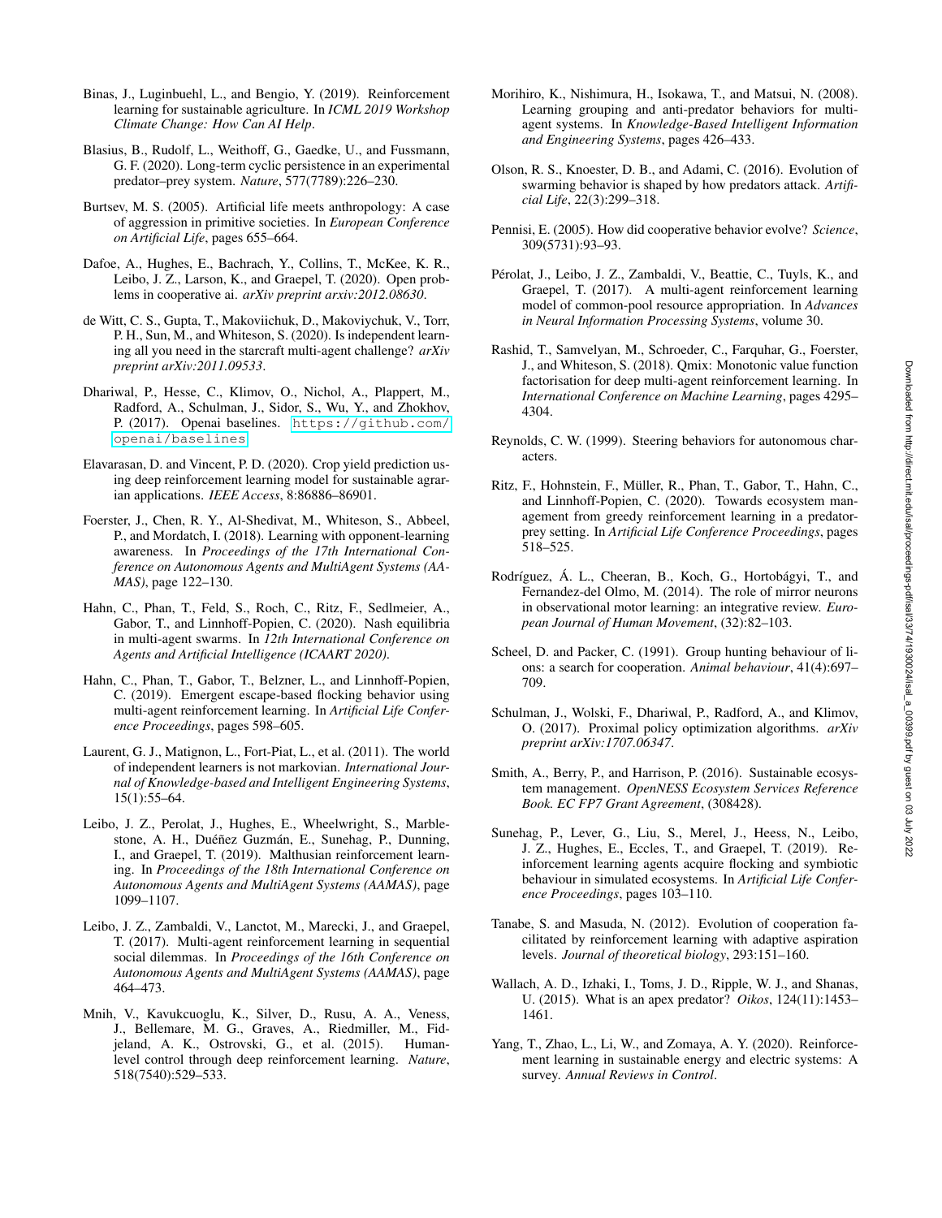Binas, J., Luginbuehl, L., and Bengio, Y. (2019). Reinforcement learning for sustainable agriculture. In *ICML 2019 Workshop Climate Change: How Can AI Help*.

Blasius, B., Rudolf, L., Weithoff, G., Gaedke, U., and Fussmann, G. F. (2020). Long-term cyclic persistence in an experimental predator–prey system. *Nature*, 577(7789):226–230.

Burtsev, M. S. (2005). Artificial life meets anthropology: A case of aggression in primitive societies. In *European Conference on Artificial Life*, pages 655–664.

Dafoe, A., Hughes, E., Bachrach, Y., Collins, T., McKee, K. R., Leibo, J. Z., Larson, K., and Graepel, T. (2020). Open problems in cooperative ai. *arXiv preprint arxiv:2012.08630*.

de Witt, C. S., Gupta, T., Makoviichuk, D., Makoviychuk, V., Torr, P. H., Sun, M., and Whiteson, S. (2020). Is independent learning all you need in the starcraft multi-agent challenge? *arXiv preprint arXiv:2011.09533*.

Dhariwal, P., Hesse, C., Klimov, O., Nichol, A., Plappert, M., Radford, A., Schulman, J., Sidor, S., Wu, Y., and Zhokhov, P. (2017). Openai baselines. https://github.com/openai/baselines.

Elavarasan, D. and Vincent, P. D. (2020). Crop yield prediction using deep reinforcement learning model for sustainable agrarian applications. *IEEE Access*, 8:86886–86901.

Foerster, J., Chen, R. Y., Al-Shedivat, M., Whiteson, S., Abbeel, P., and Mordatch, I. (2018). Learning with opponent-learning awareness. In *Proceedings of the 17th International Conference on Autonomous Agents and MultiAgent Systems (AAMAS)*, page 122–130.

Hahn, C., Phan, T., Feld, S., Roch, C., Ritz, F., Sedlmeier, A., Gabor, T., and Linnhoff-Popien, C. (2020). Nash equilibria in multi-agent swarms. In *12th International Conference on Agents and Artificial Intelligence (ICAART 2020)*.

Hahn, C., Phan, T., Gabor, T., Belzner, L., and Linnhoff-Popien, C. (2019). Emergent escape-based flocking behavior using multi-agent reinforcement learning. In *Artificial Life Conference Proceedings*, pages 598–605.

Laurent, G. J., Matignon, L., Fort-Piat, L., et al. (2011). The world of independent learners is not markovian. *International Journal of Knowledge-based and Intelligent Engineering Systems*, 15(1):55–64.

Leibo, J. Z., Perolat, J., Hughes, E., Wheelwright, S., Marblestone, A. H., Duéñez Guzmán, E., Sunehag, P., Dunning, I., and Graepel, T. (2019). Malthusian reinforcement learning. In *Proceedings of the 18th International Conference on Autonomous Agents and MultiAgent Systems (AAMAS)*, page 1099–1107.

Leibo, J. Z., Zambaldi, V., Lanctot, M., Marecki, J., and Graepel, T. (2017). Multi-agent reinforcement learning in sequential social dilemmas. In *Proceedings of the 16th Conference on Autonomous Agents and MultiAgent Systems (AAMAS)*, page 464–473.

Mnih, V., Kavukcuoglu, K., Silver, D., Rusu, A. A., Veness, J., Bellemare, M. G., Graves, A., Riedmiller, M., Fidjeland, A. K., Ostrovski, G., et al. (2015). Human-level control through deep reinforcement learning. *Nature*, 518(7540):529–533.

Morihiro, K., Nishimura, H., Isokawa, T., and Matsui, N. (2008). Learning grouping and anti-predator behaviors for multi-agent systems. In *Knowledge-Based Intelligent Information and Engineering Systems*, pages 426–433.

Olson, R. S., Knoester, D. B., and Adami, C. (2016). Evolution of swarming behavior is shaped by how predators attack. *Artificial Life*, 22(3):299–318.

Pennisi, E. (2005). How did cooperative behavior evolve? *Science*, 309(5731):93–93.

Pérolat, J., Leibo, J. Z., Zambaldi, V., Beattie, C., Tuyls, K., and Graepel, T. (2017). A multi-agent reinforcement learning model of common-pool resource appropriation. In *Advances in Neural Information Processing Systems*, volume 30.

Rashid, T., Samvelyan, M., Schroeder, C., Farquhar, G., Foerster, J., and Whiteson, S. (2018). Qmix: Monotonic value function factorisation for deep multi-agent reinforcement learning. In *International Conference on Machine Learning*, pages 4295–4304.

Reynolds, C. W. (1999). Steering behaviors for autonomous characters.

Ritz, F., Hohnstein, F., Müller, R., Phan, T., Gabor, T., Hahn, C., and Linnhoff-Popien, C. (2020). Towards ecosystem management from greedy reinforcement learning in a predator-prey setting. In *Artificial Life Conference Proceedings*, pages 518–525.

Rodríguez, Á. L., Cheeran, B., Koch, G., Hortobágyi, T., and Fernandez-del Olmo, M. (2014). The role of mirror neurons in observational motor learning: an integrative review. *European Journal of Human Movement*, (32):82–103.

Scheel, D. and Packer, C. (1991). Group hunting behaviour of lions: a search for cooperation. *Animal behaviour*, 41(4):697–709.

Schulman, J., Wolski, F., Dhariwal, P., Radford, A., and Klimov, O. (2017). Proximal policy optimization algorithms. *arXiv preprint arXiv:1707.06347*.

Smith, A., Berry, P., and Harrison, P. (2016). Sustainable ecosystem management. *OpenNESS Ecosystem Services Reference Book. EC FP7 Grant Agreement*, (308428).

Sunehag, P., Lever, G., Liu, S., Merel, J., Heess, N., Leibo, J. Z., Hughes, E., Eccles, T., and Graepel, T. (2019). Reinforcement learning agents acquire flocking and symbiotic behaviour in simulated ecosystems. In *Artificial Life Conference Proceedings*, pages 103–110.

Tanabe, S. and Masuda, N. (2012). Evolution of cooperation facilitated by reinforcement learning with adaptive aspiration levels. *Journal of theoretical biology*, 293:151–160.

Wallach, A. D., Izhaki, I., Toms, J. D., Ripple, W. J., and Shanas, U. (2015). What is an apex predator? *Oikos*, 124(11):1453–1461.

Yang, T., Zhao, L., Li, W., and Zomaya, A. Y. (2020). Reinforcement learning in sustainable energy and electric systems: A survey. *Annual Reviews in Control*.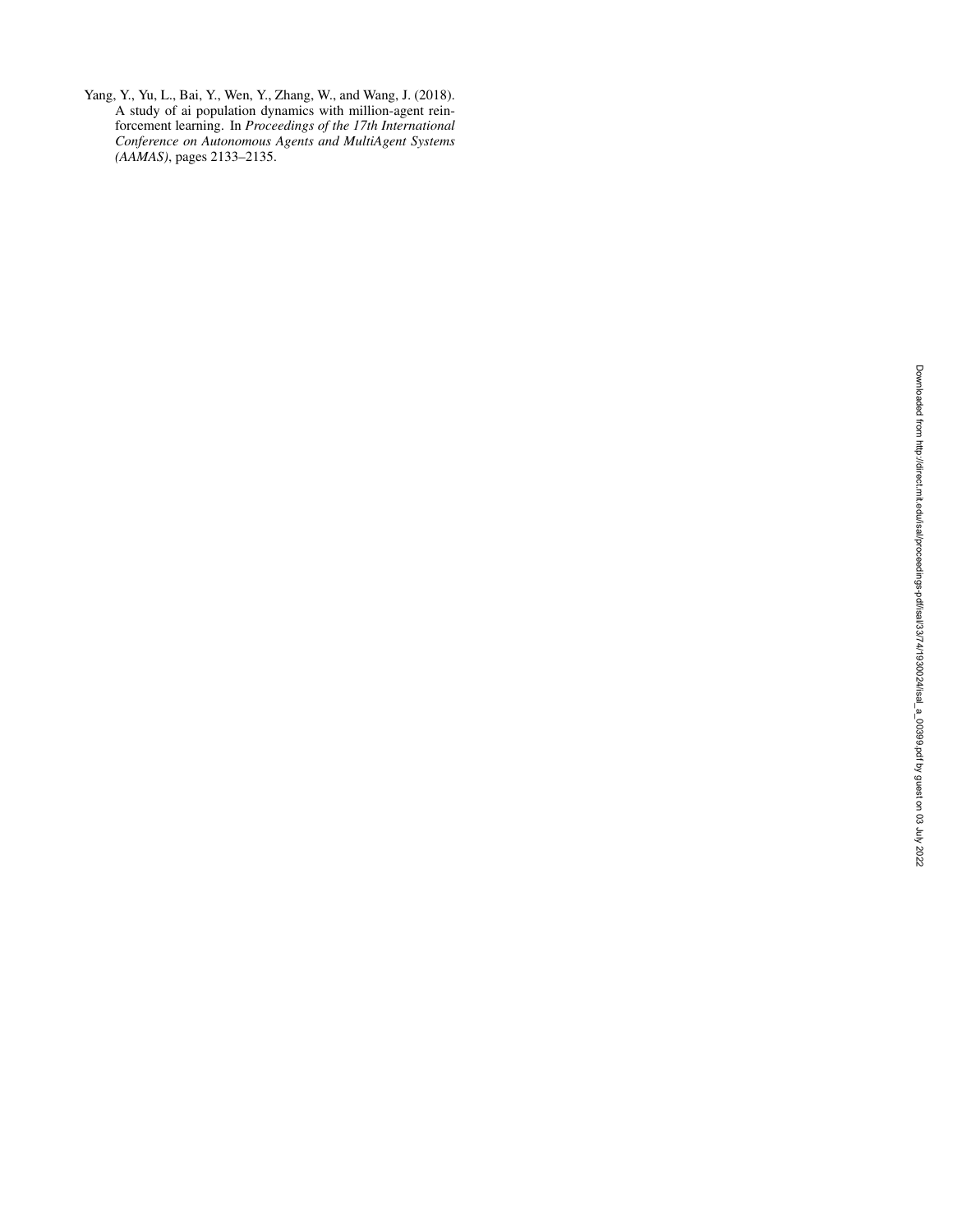Yang, Y., Yu, L., Bai, Y., Wen, Y., Zhang, W., and Wang, J. (2018). A study of ai population dynamics with million-agent reinforcement learning. In *Proceedings of the 17th International Conference on Autonomous Agents and MultiAgent Systems (AAMAS)*, pages 2133–2135.